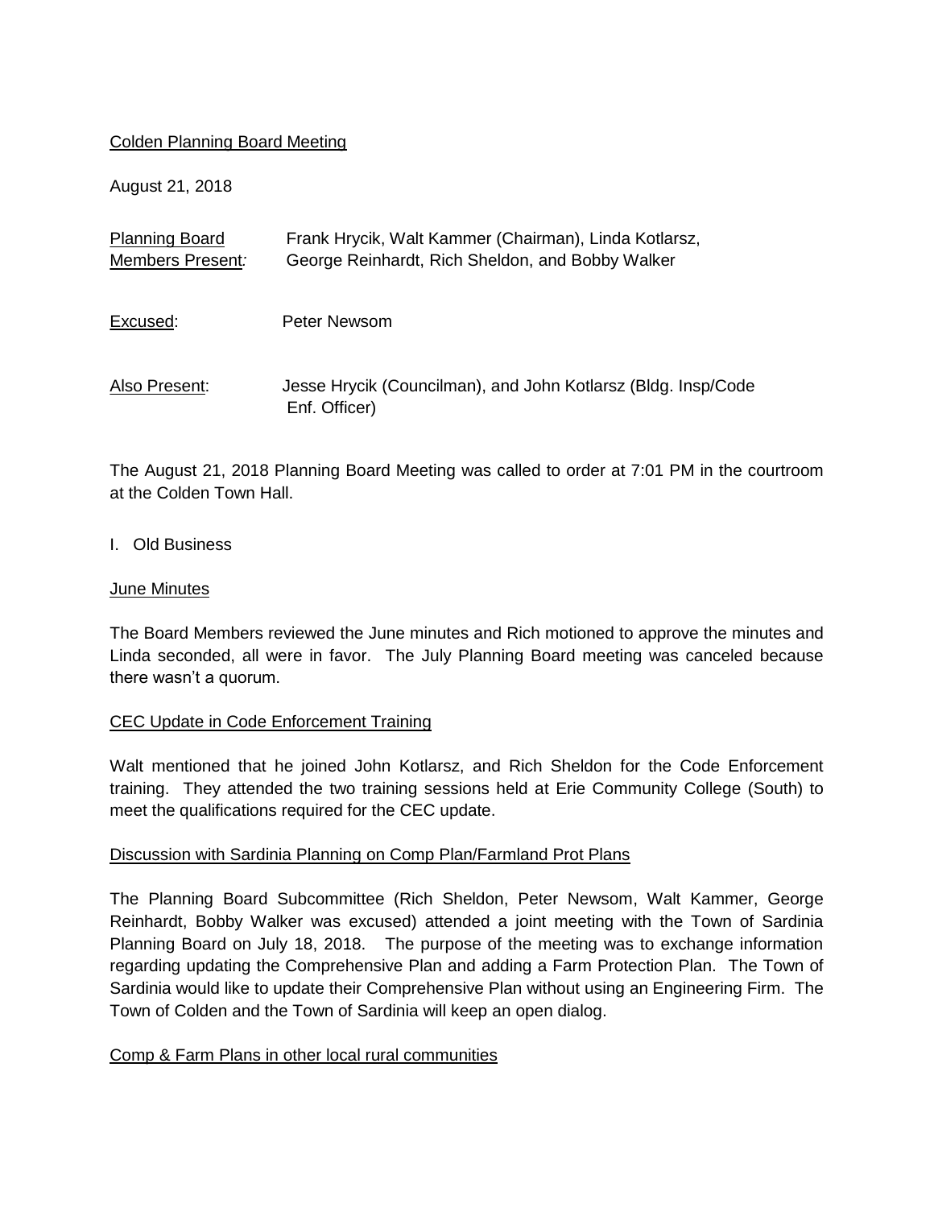Colden Planning Board Meeting

August 21, 2018

| | |
|---|---|
| Planning Board Members Present: | Frank Hrycik, Walt Kammer (Chairman), Linda Kotlarsz, George Reinhardt, Rich Sheldon, and Bobby Walker |
| Excused: | Peter Newsom |
| Also Present: | Jesse Hrycik (Councilman), and John Kotlarsz (Bldg. Insp/Code Enf. Officer) |

The August 21, 2018 Planning Board Meeting was called to order at 7:01 PM in the courtroom at the Colden Town Hall.

I. Old Business

June Minutes

The Board Members reviewed the June minutes and Rich motioned to approve the minutes and Linda seconded, all were in favor. The July Planning Board meeting was canceled because there wasn't a quorum.

CEC Update in Code Enforcement Training

Walt mentioned that he joined John Kotlarsz, and Rich Sheldon for the Code Enforcement training. They attended the two training sessions held at Erie Community College (South) to meet the qualifications required for the CEC update.

Discussion with Sardinia Planning on Comp Plan/Farmland Prot Plans

The Planning Board Subcommittee (Rich Sheldon, Peter Newsom, Walt Kammer, George Reinhardt, Bobby Walker was excused) attended a joint meeting with the Town of Sardinia Planning Board on July 18, 2018. The purpose of the meeting was to exchange information regarding updating the Comprehensive Plan and adding a Farm Protection Plan. The Town of Sardinia would like to update their Comprehensive Plan without using an Engineering Firm. The Town of Colden and the Town of Sardinia will keep an open dialog.

Comp & Farm Plans in other local rural communities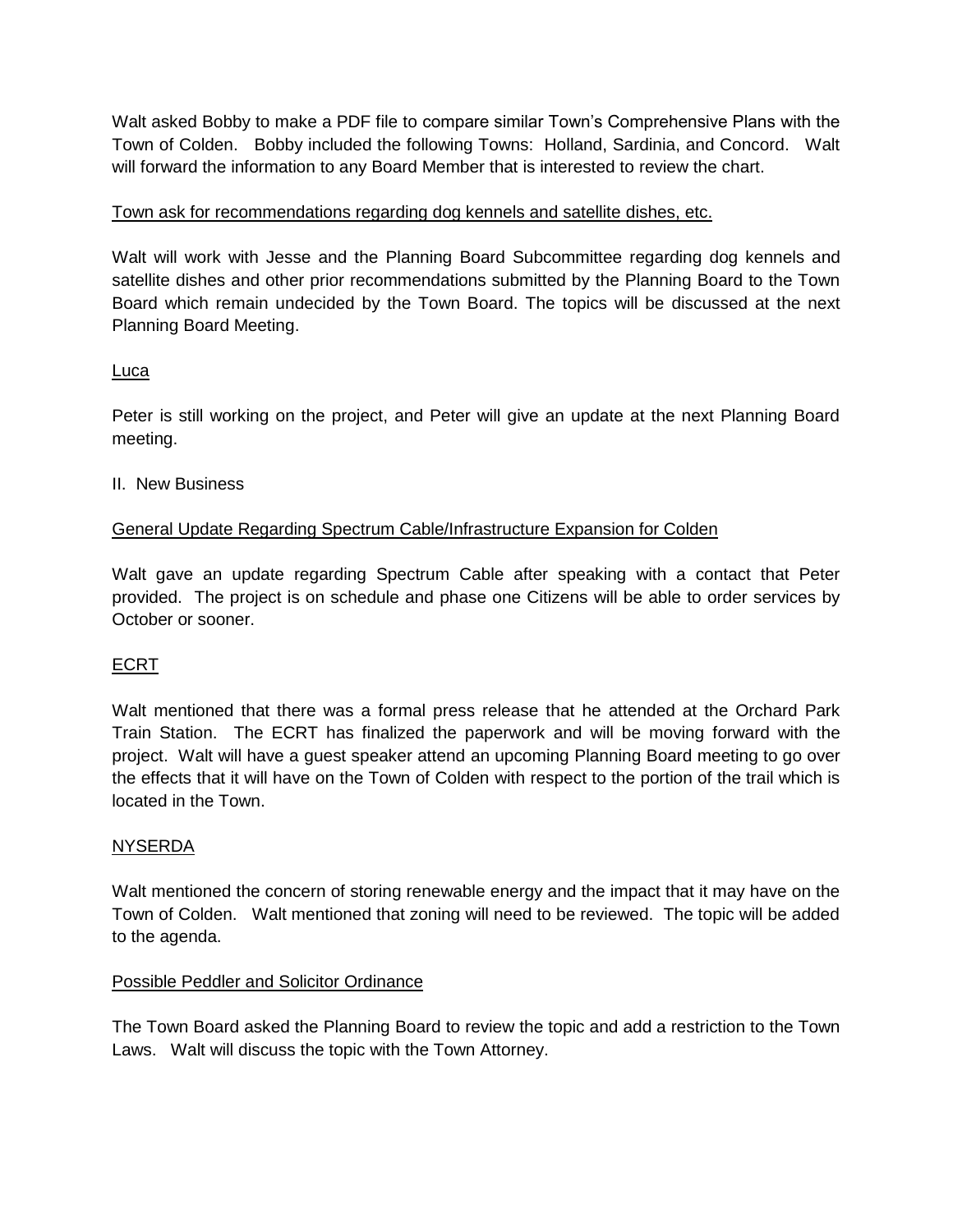Walt asked Bobby to make a PDF file to compare similar Town's Comprehensive Plans with the Town of Colden. Bobby included the following Towns: Holland, Sardinia, and Concord. Walt will forward the information to any Board Member that is interested to review the chart.

<u>Town ask for recommendations regarding dog kennels and satellite dishes, etc.</u>

Walt will work with Jesse and the Planning Board Subcommittee regarding dog kennels and satellite dishes and other prior recommendations submitted by the Planning Board to the Town Board which remain undecided by the Town Board. The topics will be discussed at the next Planning Board Meeting.

<u>Luca</u>

Peter is still working on the project, and Peter will give an update at the next Planning Board meeting.

II. New Business

<u>General Update Regarding Spectrum Cable/Infrastructure Expansion for Colden</u>

Walt gave an update regarding Spectrum Cable after speaking with a contact that Peter provided. The project is on schedule and phase one Citizens will be able to order services by October or sooner.

<u>ECRT</u>

Walt mentioned that there was a formal press release that he attended at the Orchard Park Train Station. The ECRT has finalized the paperwork and will be moving forward with the project. Walt will have a guest speaker attend an upcoming Planning Board meeting to go over the effects that it will have on the Town of Colden with respect to the portion of the trail which is located in the Town.

<u>NYSERDA</u>

Walt mentioned the concern of storing renewable energy and the impact that it may have on the Town of Colden. Walt mentioned that zoning will need to be reviewed. The topic will be added to the agenda.

<u>Possible Peddler and Solicitor Ordinance</u>

The Town Board asked the Planning Board to review the topic and add a restriction to the Town Laws. Walt will discuss the topic with the Town Attorney.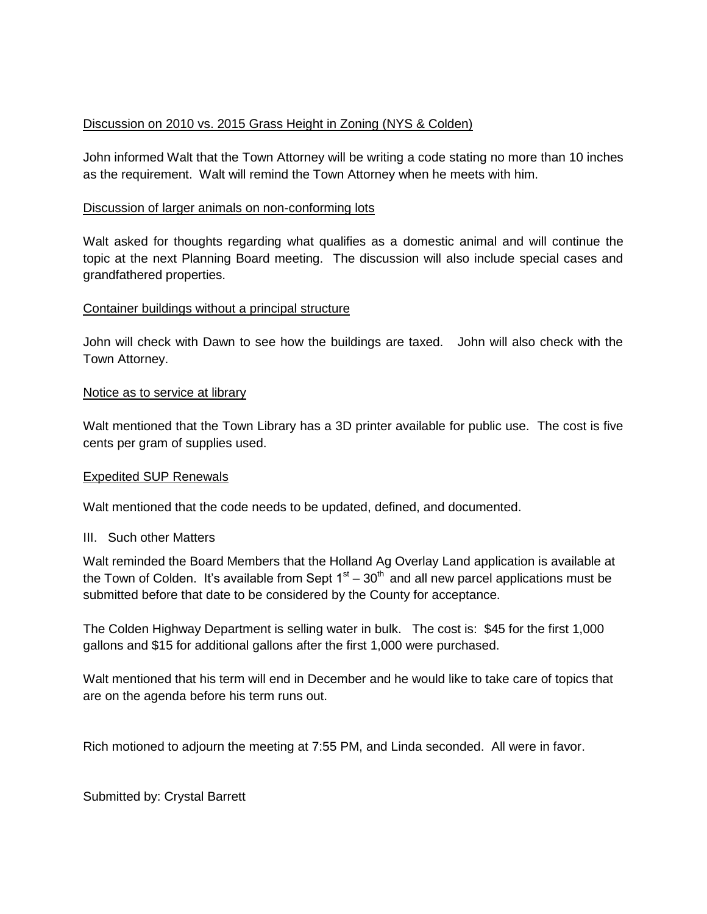<u>Discussion on 2010 vs. 2015 Grass Height in Zoning (NYS & Colden)</u>

John informed Walt that the Town Attorney will be writing a code stating no more than 10 inches as the requirement. Walt will remind the Town Attorney when he meets with him.

<u>Discussion of larger animals on non-conforming lots</u>

Walt asked for thoughts regarding what qualifies as a domestic animal and will continue the topic at the next Planning Board meeting. The discussion will also include special cases and grandfathered properties.

<u>Container buildings without a principal structure</u>

John will check with Dawn to see how the buildings are taxed. John will also check with the Town Attorney.

<u>Notice as to service at library</u>

Walt mentioned that the Town Library has a 3D printer available for public use. The cost is five cents per gram of supplies used.

<u>Expedited SUP Renewals</u>

Walt mentioned that the code needs to be updated, defined, and documented.

III. Such other Matters

Walt reminded the Board Members that the Holland Ag Overlay Land application is available at the Town of Colden. It's available from Sept 1st – 30th and all new parcel applications must be submitted before that date to be considered by the County for acceptance.

The Colden Highway Department is selling water in bulk. The cost is: $45 for the first 1,000 gallons and $15 for additional gallons after the first 1,000 were purchased.

Walt mentioned that his term will end in December and he would like to take care of topics that are on the agenda before his term runs out.

Rich motioned to adjourn the meeting at 7:55 PM, and Linda seconded. All were in favor.

Submitted by: Crystal Barrett